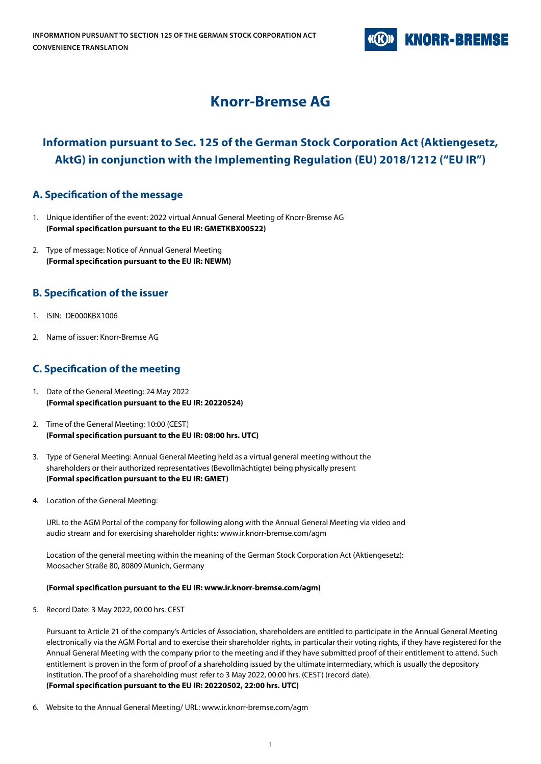# Knorr-Bremse AG

## Information pursuant to Sec. 125 of the German Stock Corporation Act (Aktiengesetz, AktG) in conjunction with the Implementing Regulation (EU) 2018/1212 ("EU IR")

### A. Specification of the message

1. Unique identifier of the event: 2022 virtual Annual General Meeting of Knorr-Bremse AG
**(Formal specification pursuant to the EU IR: GMETKBX00522)**

2. Type of message: Notice of Annual General Meeting
**(Formal specification pursuant to the EU IR: NEWM)**

### B. Specification of the issuer

1. ISIN: DE000KBX1006

2. Name of issuer: Knorr-Bremse AG

### C. Specification of the meeting

1. Date of the General Meeting: 24 May 2022
**(Formal specification pursuant to the EU IR: 20220524)**

2. Time of the General Meeting: 10:00 (CEST)
**(Formal specification pursuant to the EU IR: 08:00 hrs. UTC)**

3. Type of General Meeting: Annual General Meeting held as a virtual general meeting without the shareholders or their authorized representatives (Bevollmächtigte) being physically present
**(Formal specification pursuant to the EU IR: GMET)**

4. Location of the General Meeting:

   URL to the AGM Portal of the company for following along with the Annual General Meeting via video and audio stream and for exercising shareholder rights: www.ir.knorr-bremse.com/agm

   Location of the general meeting within the meaning of the German Stock Corporation Act (Aktiengesetz): Moosacher Straße 80, 80809 Munich, Germany

   **(Formal specification pursuant to the EU IR: www.ir.knorr-bremse.com/agm)**

5. Record Date: 3 May 2022, 00:00 hrs. CEST

   Pursuant to Article 21 of the company's Articles of Association, shareholders are entitled to participate in the Annual General Meeting electronically via the AGM Portal and to exercise their shareholder rights, in particular their voting rights, if they have registered for the Annual General Meeting with the company prior to the meeting and if they have submitted proof of their entitlement to attend. Such entitlement is proven in the form of proof of a shareholding issued by the ultimate intermediary, which is usually the depository institution. The proof of a shareholding must refer to 3 May 2022, 00:00 hrs. (CEST) (record date).
   **(Formal specification pursuant to the EU IR: 20220502, 22:00 hrs. UTC)**

6. Website to the Annual General Meeting/ URL: www.ir.knorr-bremse.com/agm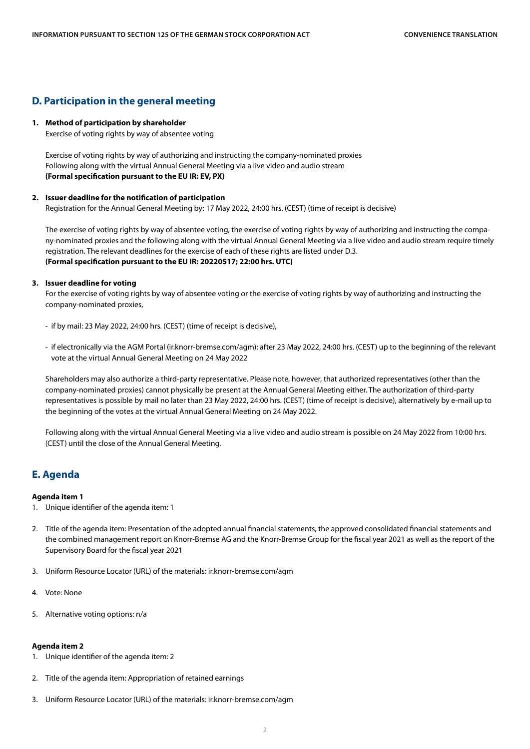## D. Participation in the general meeting

1. **Method of participation by shareholder**
   Exercise of voting rights by way of absentee voting

   Exercise of voting rights by way of authorizing and instructing the company-nominated proxies
   Following along with the virtual Annual General Meeting via a live video and audio stream
   **(Formal specification pursuant to the EU IR: EV, PX)**

2. **Issuer deadline for the notification of participation**
   Registration for the Annual General Meeting by: 17 May 2022, 24:00 hrs. (CEST) (time of receipt is decisive)

   The exercise of voting rights by way of absentee voting, the exercise of voting rights by way of authorizing and instructing the company-nominated proxies and the following along with the virtual Annual General Meeting via a live video and audio stream require timely registration. The relevant deadlines for the exercise of each of these rights are listed under D.3.
   **(Formal specification pursuant to the EU IR: 20220517; 22:00 hrs. UTC)**

3. **Issuer deadline for voting**
   For the exercise of voting rights by way of absentee voting or the exercise of voting rights by way of authorizing and instructing the company-nominated proxies,

   - if by mail: 23 May 2022, 24:00 hrs. (CEST) (time of receipt is decisive),

   - if electronically via the AGM Portal (ir.knorr-bremse.com/agm): after 23 May 2022, 24:00 hrs. (CEST) up to the beginning of the relevant vote at the virtual Annual General Meeting on 24 May 2022

   Shareholders may also authorize a third-party representative. Please note, however, that authorized representatives (other than the company-nominated proxies) cannot physically be present at the Annual General Meeting either. The authorization of third-party representatives is possible by mail no later than 23 May 2022, 24:00 hrs. (CEST) (time of receipt is decisive), alternatively by e-mail up to the beginning of the votes at the virtual Annual General Meeting on 24 May 2022.

   Following along with the virtual Annual General Meeting via a live video and audio stream is possible on 24 May 2022 from 10:00 hrs. (CEST) until the close of the Annual General Meeting.

## E. Agenda

**Agenda item 1**

1. Unique identifier of the agenda item: 1

2. Title of the agenda item: Presentation of the adopted annual financial statements, the approved consolidated financial statements and the combined management report on Knorr-Bremse AG and the Knorr-Bremse Group for the fiscal year 2021 as well as the report of the Supervisory Board for the fiscal year 2021

3. Uniform Resource Locator (URL) of the materials: ir.knorr-bremse.com/agm

4. Vote: None

5. Alternative voting options: n/a

**Agenda item 2**

1. Unique identifier of the agenda item: 2

2. Title of the agenda item: Appropriation of retained earnings

3. Uniform Resource Locator (URL) of the materials: ir.knorr-bremse.com/agm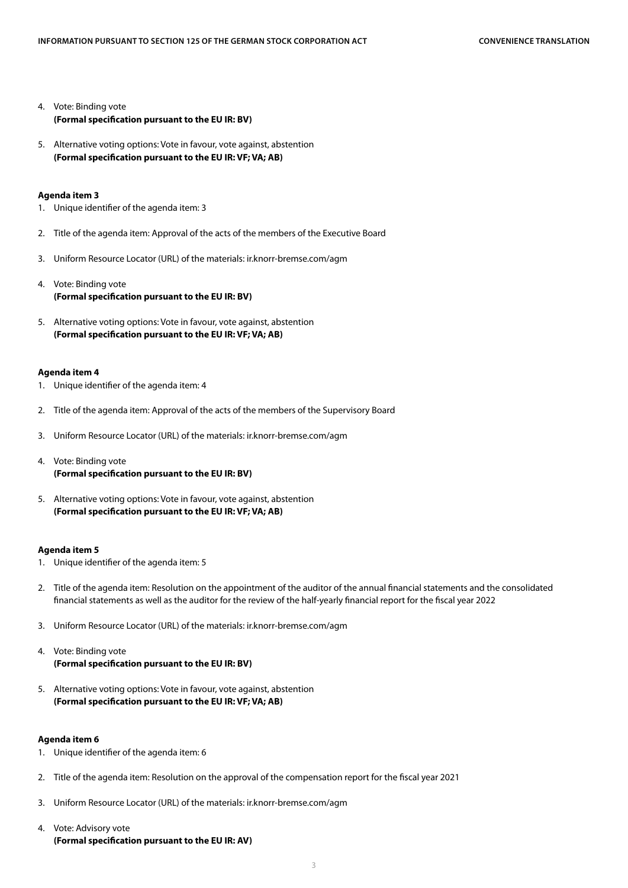4. Vote: Binding vote
   **(Formal specification pursuant to the EU IR: BV)**

5. Alternative voting options: Vote in favour, vote against, abstention
   **(Formal specification pursuant to the EU IR: VF; VA; AB)**

**Agenda item 3**

1. Unique identifier of the agenda item: 3

2. Title of the agenda item: Approval of the acts of the members of the Executive Board

3. Uniform Resource Locator (URL) of the materials: ir.knorr-bremse.com/agm

4. Vote: Binding vote
   **(Formal specification pursuant to the EU IR: BV)**

5. Alternative voting options: Vote in favour, vote against, abstention
   **(Formal specification pursuant to the EU IR: VF; VA; AB)**

**Agenda item 4**

1. Unique identifier of the agenda item: 4

2. Title of the agenda item: Approval of the acts of the members of the Supervisory Board

3. Uniform Resource Locator (URL) of the materials: ir.knorr-bremse.com/agm

4. Vote: Binding vote
   **(Formal specification pursuant to the EU IR: BV)**

5. Alternative voting options: Vote in favour, vote against, abstention
   **(Formal specification pursuant to the EU IR: VF; VA; AB)**

**Agenda item 5**

1. Unique identifier of the agenda item: 5

2. Title of the agenda item: Resolution on the appointment of the auditor of the annual financial statements and the consolidated financial statements as well as the auditor for the review of the half-yearly financial report for the fiscal year 2022

3. Uniform Resource Locator (URL) of the materials: ir.knorr-bremse.com/agm

4. Vote: Binding vote
   **(Formal specification pursuant to the EU IR: BV)**

5. Alternative voting options: Vote in favour, vote against, abstention
   **(Formal specification pursuant to the EU IR: VF; VA; AB)**

**Agenda item 6**

1. Unique identifier of the agenda item: 6

2. Title of the agenda item: Resolution on the approval of the compensation report for the fiscal year 2021

3. Uniform Resource Locator (URL) of the materials: ir.knorr-bremse.com/agm

4. Vote: Advisory vote
   **(Formal specification pursuant to the EU IR: AV)**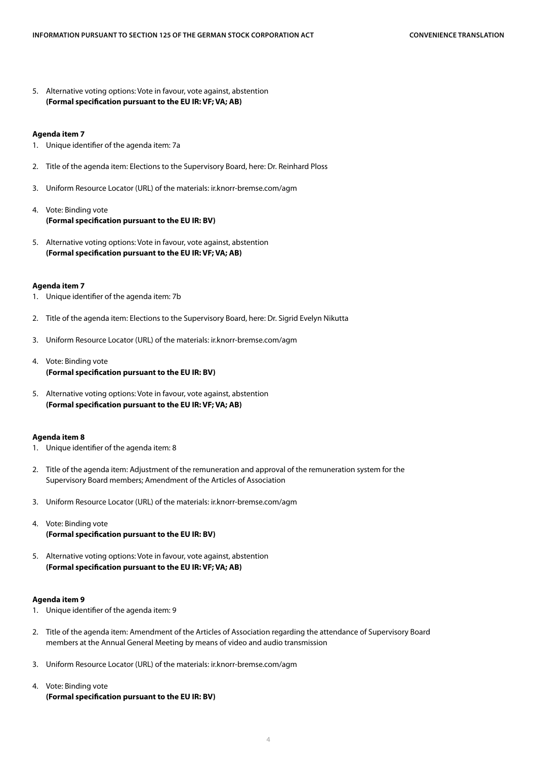5. Alternative voting options: Vote in favour, vote against, abstention
   **(Formal specification pursuant to the EU IR: VF; VA; AB)**

**Agenda item 7**

1. Unique identifier of the agenda item: 7a
2. Title of the agenda item: Elections to the Supervisory Board, here: Dr. Reinhard Ploss
3. Uniform Resource Locator (URL) of the materials: ir.knorr-bremse.com/agm
4. Vote: Binding vote
   **(Formal specification pursuant to the EU IR: BV)**
5. Alternative voting options: Vote in favour, vote against, abstention
   **(Formal specification pursuant to the EU IR: VF; VA; AB)**

**Agenda item 7**

1. Unique identifier of the agenda item: 7b
2. Title of the agenda item: Elections to the Supervisory Board, here: Dr. Sigrid Evelyn Nikutta
3. Uniform Resource Locator (URL) of the materials: ir.knorr-bremse.com/agm
4. Vote: Binding vote
   **(Formal specification pursuant to the EU IR: BV)**
5. Alternative voting options: Vote in favour, vote against, abstention
   **(Formal specification pursuant to the EU IR: VF; VA; AB)**

**Agenda item 8**

1. Unique identifier of the agenda item: 8
2. Title of the agenda item: Adjustment of the remuneration and approval of the remuneration system for the Supervisory Board members; Amendment of the Articles of Association
3. Uniform Resource Locator (URL) of the materials: ir.knorr-bremse.com/agm
4. Vote: Binding vote
   **(Formal specification pursuant to the EU IR: BV)**
5. Alternative voting options: Vote in favour, vote against, abstention
   **(Formal specification pursuant to the EU IR: VF; VA; AB)**

**Agenda item 9**

1. Unique identifier of the agenda item: 9
2. Title of the agenda item: Amendment of the Articles of Association regarding the attendance of Supervisory Board members at the Annual General Meeting by means of video and audio transmission
3. Uniform Resource Locator (URL) of the materials: ir.knorr-bremse.com/agm
4. Vote: Binding vote
   **(Formal specification pursuant to the EU IR: BV)**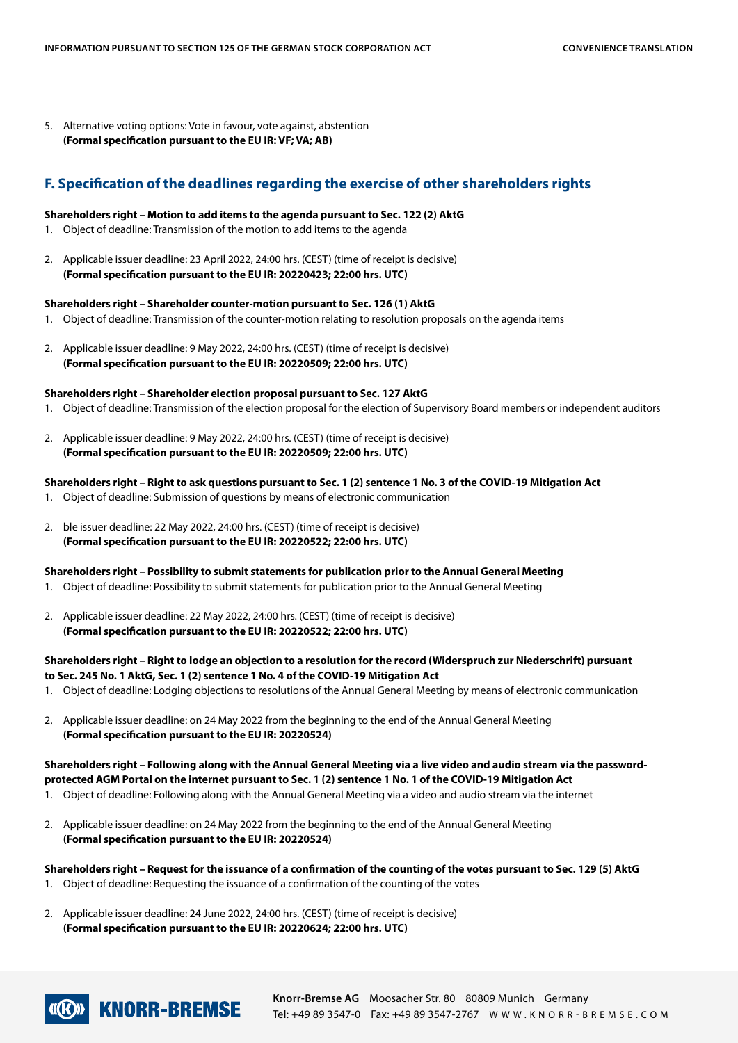5. Alternative voting options: Vote in favour, vote against, abstention
   **(Formal specification pursuant to the EU IR: VF; VA; AB)**

## F. Specification of the deadlines regarding the exercise of other shareholders rights

**Shareholders right – Motion to add items to the agenda pursuant to Sec. 122 (2) AktG**

1. Object of deadline: Transmission of the motion to add items to the agenda
2. Applicable issuer deadline: 23 April 2022, 24:00 hrs. (CEST) (time of receipt is decisive)
   **(Formal specification pursuant to the EU IR: 20220423; 22:00 hrs. UTC)**

**Shareholders right – Shareholder counter-motion pursuant to Sec. 126 (1) AktG**

1. Object of deadline: Transmission of the counter-motion relating to resolution proposals on the agenda items
2. Applicable issuer deadline: 9 May 2022, 24:00 hrs. (CEST) (time of receipt is decisive)
   **(Formal specification pursuant to the EU IR: 20220509; 22:00 hrs. UTC)**

**Shareholders right – Shareholder election proposal pursuant to Sec. 127 AktG**

1. Object of deadline: Transmission of the election proposal for the election of Supervisory Board members or independent auditors
2. Applicable issuer deadline: 9 May 2022, 24:00 hrs. (CEST) (time of receipt is decisive)
   **(Formal specification pursuant to the EU IR: 20220509; 22:00 hrs. UTC)**

**Shareholders right – Right to ask questions pursuant to Sec. 1 (2) sentence 1 No. 3 of the COVID-19 Mitigation Act**

1. Object of deadline: Submission of questions by means of electronic communication
2. ble issuer deadline: 22 May 2022, 24:00 hrs. (CEST) (time of receipt is decisive)
   **(Formal specification pursuant to the EU IR: 20220522; 22:00 hrs. UTC)**

**Shareholders right – Possibility to submit statements for publication prior to the Annual General Meeting**

1. Object of deadline: Possibility to submit statements for publication prior to the Annual General Meeting
2. Applicable issuer deadline: 22 May 2022, 24:00 hrs. (CEST) (time of receipt is decisive)
   **(Formal specification pursuant to the EU IR: 20220522; 22:00 hrs. UTC)**

**Shareholders right – Right to lodge an objection to a resolution for the record (Widerspruch zur Niederschrift) pursuant to Sec. 245 No. 1 AktG, Sec. 1 (2) sentence 1 No. 4 of the COVID-19 Mitigation Act**

1. Object of deadline: Lodging objections to resolutions of the Annual General Meeting by means of electronic communication
2. Applicable issuer deadline: on 24 May 2022 from the beginning to the end of the Annual General Meeting
   **(Formal specification pursuant to the EU IR: 20220524)**

**Shareholders right – Following along with the Annual General Meeting via a live video and audio stream via the password-protected AGM Portal on the internet pursuant to Sec. 1 (2) sentence 1 No. 1 of the COVID-19 Mitigation Act**

1. Object of deadline: Following along with the Annual General Meeting via a video and audio stream via the internet
2. Applicable issuer deadline: on 24 May 2022 from the beginning to the end of the Annual General Meeting
   **(Formal specification pursuant to the EU IR: 20220524)**

**Shareholders right – Request for the issuance of a confirmation of the counting of the votes pursuant to Sec. 129 (5) AktG**

1. Object of deadline: Requesting the issuance of a confirmation of the counting of the votes
2. Applicable issuer deadline: 24 June 2022, 24:00 hrs. (CEST) (time of receipt is decisive)
   **(Formal specification pursuant to the EU IR: 20220624; 22:00 hrs. UTC)**